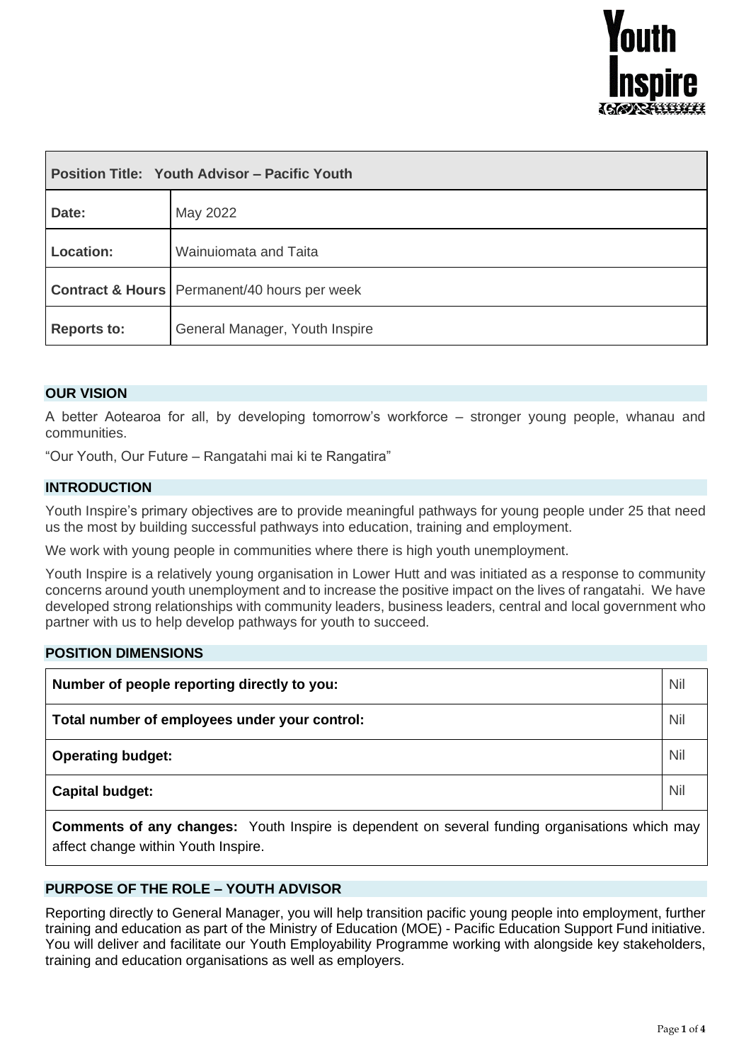| Position Title: Youth Advisor – Pacific Youth | |
|---|---|
| **Date:** | May 2022 |
| **Location:** | Wainuiomata and Taita |
| **Contract & Hours** | Permanent/40 hours per week |
| **Reports to:** | General Manager, Youth Inspire |

## OUR VISION

A better Aotearoa for all, by developing tomorrow's workforce – stronger young people, whanau and communities.

"Our Youth, Our Future – Rangatahi mai ki te Rangatira"

## INTRODUCTION

Youth Inspire's primary objectives are to provide meaningful pathways for young people under 25 that need us the most by building successful pathways into education, training and employment.

We work with young people in communities where there is high youth unemployment.

Youth Inspire is a relatively young organisation in Lower Hutt and was initiated as a response to community concerns around youth unemployment and to increase the positive impact on the lives of rangatahi. We have developed strong relationships with community leaders, business leaders, central and local government who partner with us to help develop pathways for youth to succeed.

## POSITION DIMENSIONS

| | |
|---|---|
| **Number of people reporting directly to you:** | Nil |
| **Total number of employees under your control:** | Nil |
| **Operating budget:** | Nil |
| **Capital budget:** | Nil |
| **Comments of any changes:** Youth Inspire is dependent on several funding organisations which may affect change within Youth Inspire. | |

## PURPOSE OF THE ROLE – YOUTH ADVISOR

Reporting directly to General Manager, you will help transition pacific young people into employment, further training and education as part of the Ministry of Education (MOE) - Pacific Education Support Fund initiative. You will deliver and facilitate our Youth Employability Programme working with alongside key stakeholders, training and education organisations as well as employers.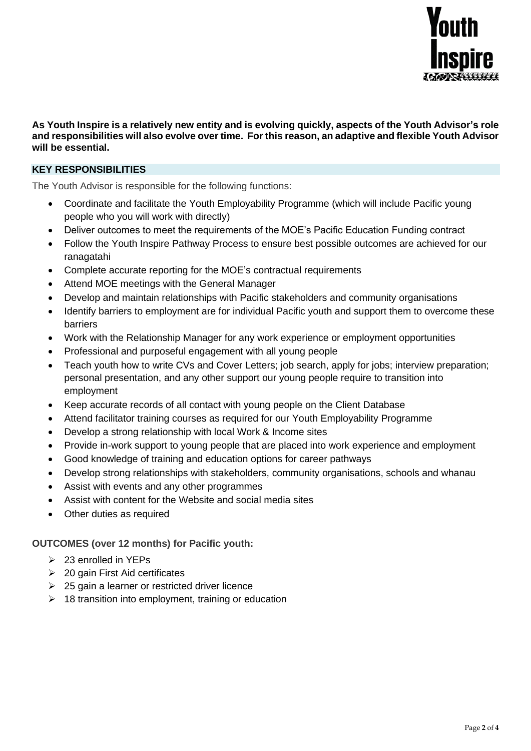**As Youth Inspire is a relatively new entity and is evolving quickly, aspects of the Youth Advisor's role and responsibilities will also evolve over time. For this reason, an adaptive and flexible Youth Advisor will be essential.**

## KEY RESPONSIBILITIES

The Youth Advisor is responsible for the following functions:

- Coordinate and facilitate the Youth Employability Programme (which will include Pacific young people who you will work with directly)
- Deliver outcomes to meet the requirements of the MOE's Pacific Education Funding contract
- Follow the Youth Inspire Pathway Process to ensure best possible outcomes are achieved for our ranagatahi
- Complete accurate reporting for the MOE's contractual requirements
- Attend MOE meetings with the General Manager
- Develop and maintain relationships with Pacific stakeholders and community organisations
- Identify barriers to employment are for individual Pacific youth and support them to overcome these barriers
- Work with the Relationship Manager for any work experience or employment opportunities
- Professional and purposeful engagement with all young people
- Teach youth how to write CVs and Cover Letters; job search, apply for jobs; interview preparation; personal presentation, and any other support our young people require to transition into employment
- Keep accurate records of all contact with young people on the Client Database
- Attend facilitator training courses as required for our Youth Employability Programme
- Develop a strong relationship with local Work & Income sites
- Provide in-work support to young people that are placed into work experience and employment
- Good knowledge of training and education options for career pathways
- Develop strong relationships with stakeholders, community organisations, schools and whanau
- Assist with events and any other programmes
- Assist with content for the Website and social media sites
- Other duties as required

**OUTCOMES (over 12 months) for Pacific youth:**

- 23 enrolled in YEPs
- 20 gain First Aid certificates
- 25 gain a learner or restricted driver licence
- 18 transition into employment, training or education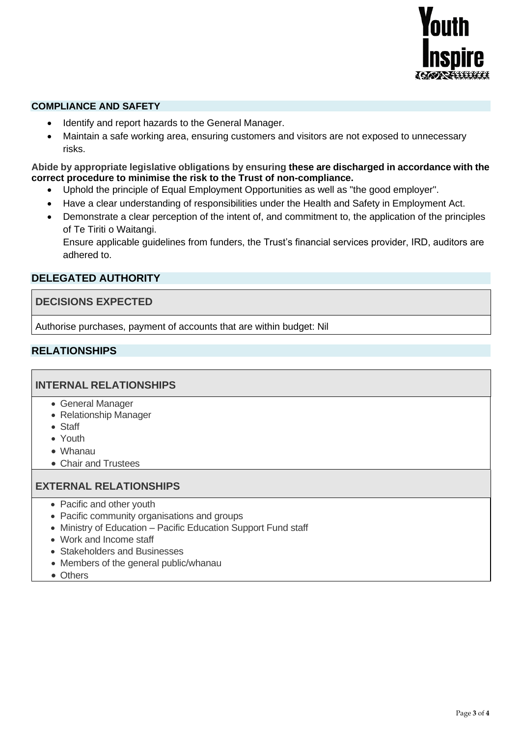## COMPLIANCE AND SAFETY

- Identify and report hazards to the General Manager.
- Maintain a safe working area, ensuring customers and visitors are not exposed to unnecessary risks.

**Abide by appropriate legislative obligations by ensuring these are discharged in accordance with the correct procedure to minimise the risk to the Trust of non-compliance.**

- Uphold the principle of Equal Employment Opportunities as well as "the good employer".
- Have a clear understanding of responsibilities under the Health and Safety in Employment Act.
- Demonstrate a clear perception of the intent of, and commitment to, the application of the principles of Te Tiriti o Waitangi.
  Ensure applicable guidelines from funders, the Trust's financial services provider, IRD, auditors are adhered to.

## DELEGATED AUTHORITY

| DECISIONS EXPECTED |
| --- |
| Authorise purchases, payment of accounts that are within budget: Nil |

## RELATIONSHIPS

### INTERNAL RELATIONSHIPS

- General Manager
- Relationship Manager
- Staff
- Youth
- Whanau
- Chair and Trustees

### EXTERNAL RELATIONSHIPS

- Pacific and other youth
- Pacific community organisations and groups
- Ministry of Education – Pacific Education Support Fund staff
- Work and Income staff
- Stakeholders and Businesses
- Members of the general public/whanau
- Others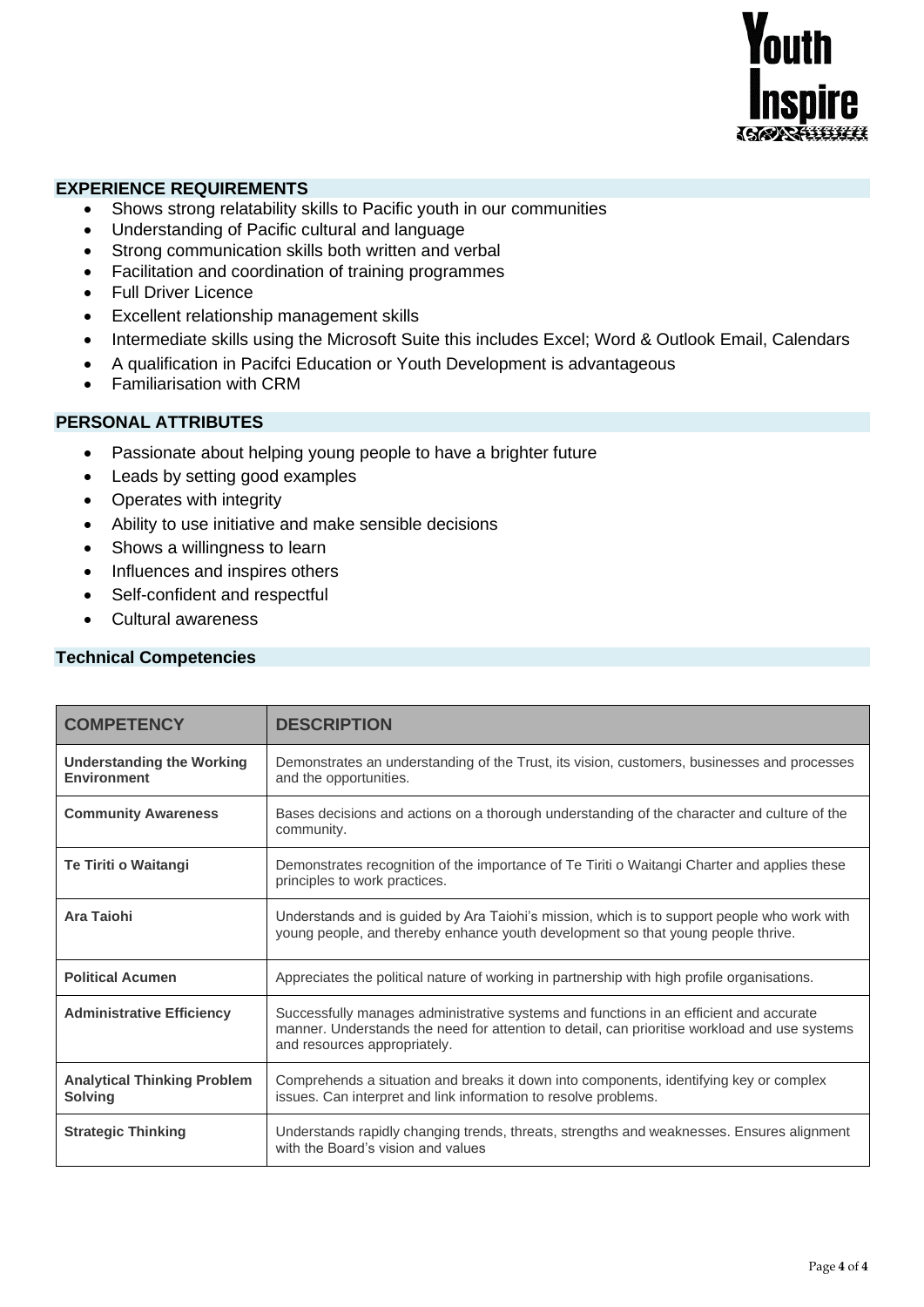## EXPERIENCE REQUIREMENTS

- Shows strong relatability skills to Pacific youth in our communities
- Understanding of Pacific cultural and language
- Strong communication skills both written and verbal
- Facilitation and coordination of training programmes
- Full Driver Licence
- Excellent relationship management skills
- Intermediate skills using the Microsoft Suite this includes Excel; Word & Outlook Email, Calendars
- A qualification in Pacifci Education or Youth Development is advantageous
- Familiarisation with CRM

## PERSONAL ATTRIBUTES

- Passionate about helping young people to have a brighter future
- Leads by setting good examples
- Operates with integrity
- Ability to use initiative and make sensible decisions
- Shows a willingness to learn
- Influences and inspires others
- Self-confident and respectful
- Cultural awareness

## Technical Competencies

| COMPETENCY | DESCRIPTION |
|---|---|
| **Understanding the Working Environment** | Demonstrates an understanding of the Trust, its vision, customers, businesses and processes and the opportunities. |
| **Community Awareness** | Bases decisions and actions on a thorough understanding of the character and culture of the community. |
| **Te Tiriti o Waitangi** | Demonstrates recognition of the importance of Te Tiriti o Waitangi Charter and applies these principles to work practices. |
| **Ara Taiohi** | Understands and is guided by Ara Taiohi's mission, which is to support people who work with young people, and thereby enhance youth development so that young people thrive. |
| **Political Acumen** | Appreciates the political nature of working in partnership with high profile organisations. |
| **Administrative Efficiency** | Successfully manages administrative systems and functions in an efficient and accurate manner. Understands the need for attention to detail, can prioritise workload and use systems and resources appropriately. |
| **Analytical Thinking Problem Solving** | Comprehends a situation and breaks it down into components, identifying key or complex issues. Can interpret and link information to resolve problems. |
| **Strategic Thinking** | Understands rapidly changing trends, threats, strengths and weaknesses. Ensures alignment with the Board's vision and values |